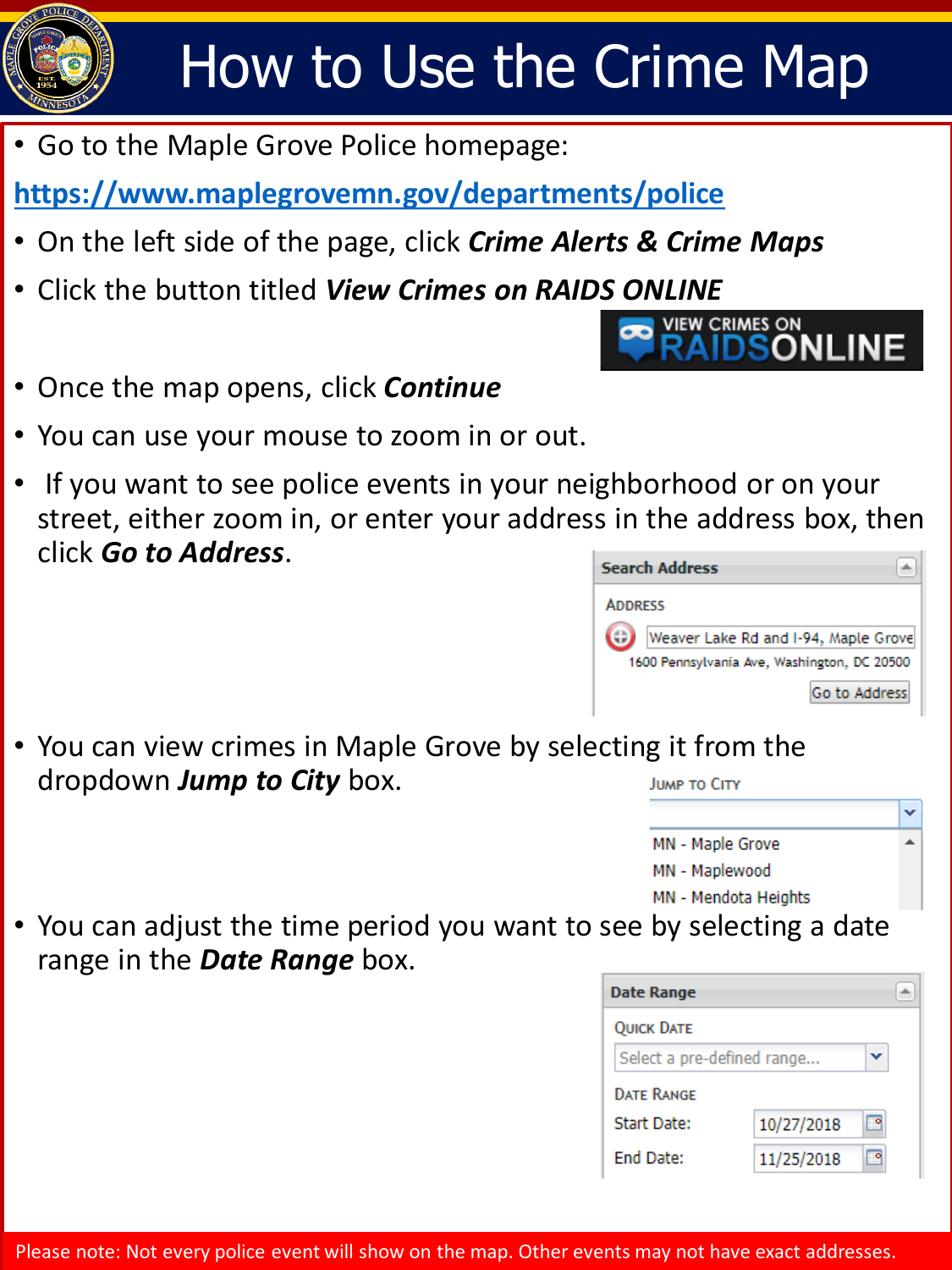# How to Use the Crime Map

- Go to the Maple Grove Police homepage:

https://www.maplegrovemn.gov/departments/police

- On the left side of the page, click ***Crime Alerts & Crime Maps***
- Click the button titled ***View Crimes on RAIDS ONLINE***

VIEW CRIMES ON RAIDSONLINE

- Once the map opens, click ***Continue***
- You can use your mouse to zoom in or out.
- If you want to see police events in your neighborhood or on your street, either zoom in, or enter your address in the address box, then click ***Go to Address***.

Search Address

ADDRESS

Weaver Lake Rd and I-94, Maple Grove

1600 Pennsylvania Ave, Washington, DC 20500

Go to Address

- You can view crimes in Maple Grove by selecting it from the dropdown ***Jump to City*** box.

JUMP TO CITY

MN - Maple Grove
MN - Maplewood
MN - Mendota Heights

- You can adjust the time period you want to see by selecting a date range in the ***Date Range*** box.

Date Range

QUICK DATE

Select a pre-defined range...

DATE RANGE

Start Date: 10/27/2018

End Date: 11/25/2018

Please note: Not every police event will show on the map. Other events may not have exact addresses.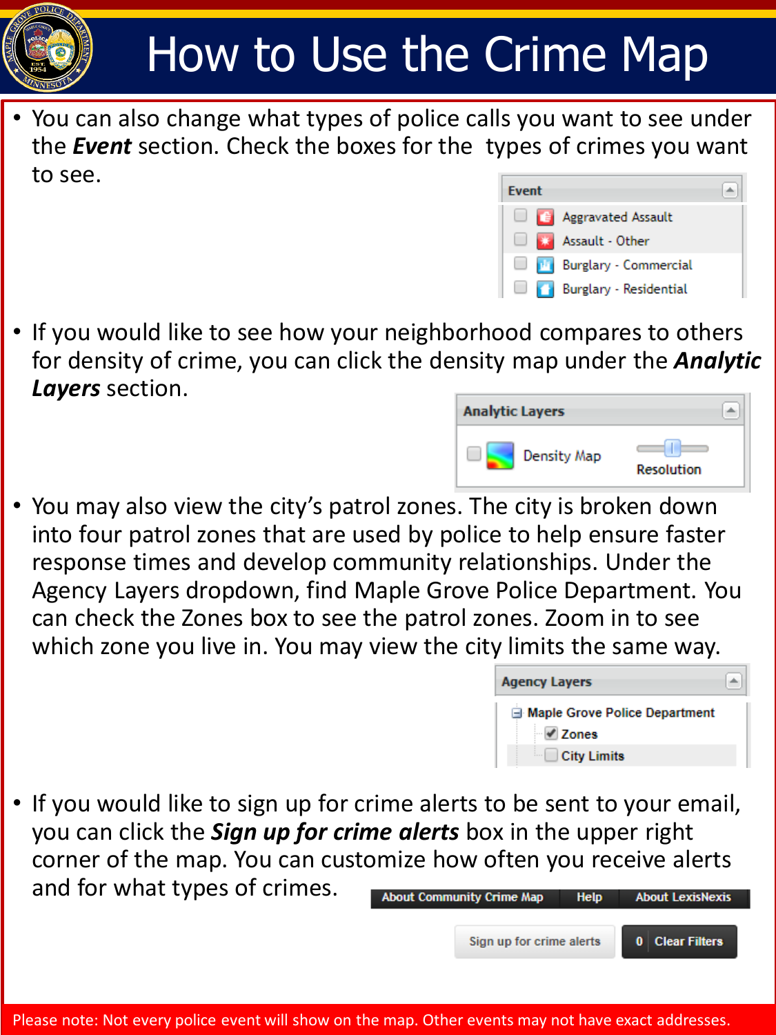# How to Use the Crime Map

- You can also change what types of police calls you want to see under the ***Event*** section. Check the boxes for the types of crimes you want to see.

Event
Aggravated Assault
Assault - Other
Burglary - Commercial
Burglary - Residential

- If you would like to see how your neighborhood compares to others for density of crime, you can click the density map under the ***Analytic Layers*** section.

Analytic Layers
Density Map
Resolution

- You may also view the city's patrol zones. The city is broken down into four patrol zones that are used by police to help ensure faster response times and develop community relationships. Under the Agency Layers dropdown, find Maple Grove Police Department. You can check the Zones box to see the patrol zones. Zoom in to see which zone you live in. You may view the city limits the same way.

Agency Layers
Maple Grove Police Department
Zones
City Limits

- If you would like to sign up for crime alerts to be sent to your email, you can click the ***Sign up for crime alerts*** box in the upper right corner of the map. You can customize how often you receive alerts and for what types of crimes.

About Community Crime Map | Help | About LexisNexis
Sign up for crime alerts
0 Clear Filters

Please note: Not every police event will show on the map. Other events may not have exact addresses.